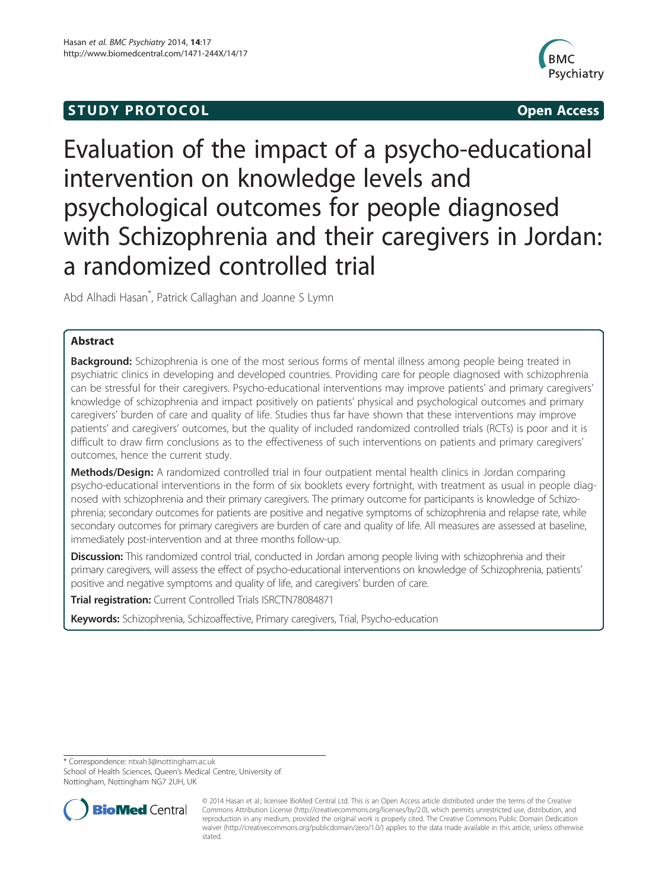**STUDY PROTOCOL** **Open Access**

# Evaluation of the impact of a psycho-educational intervention on knowledge levels and psychological outcomes for people diagnosed with Schizophrenia and their caregivers in Jordan: a randomized controlled trial

Abd Alhadi Hasan*, Patrick Callaghan and Joanne S Lymn

## Abstract

**Background:** Schizophrenia is one of the most serious forms of mental illness among people being treated in psychiatric clinics in developing and developed countries. Providing care for people diagnosed with schizophrenia can be stressful for their caregivers. Psycho-educational interventions may improve patients' and primary caregivers' knowledge of schizophrenia and impact positively on patients' physical and psychological outcomes and primary caregivers' burden of care and quality of life. Studies thus far have shown that these interventions may improve patients' and caregivers' outcomes, but the quality of included randomized controlled trials (RCTs) is poor and it is difficult to draw firm conclusions as to the effectiveness of such interventions on patients and primary caregivers' outcomes, hence the current study.

**Methods/Design:** A randomized controlled trial in four outpatient mental health clinics in Jordan comparing psycho-educational interventions in the form of six booklets every fortnight, with treatment as usual in people diagnosed with schizophrenia and their primary caregivers. The primary outcome for participants is knowledge of Schizophrenia; secondary outcomes for patients are positive and negative symptoms of schizophrenia and relapse rate, while secondary outcomes for primary caregivers are burden of care and quality of life. All measures are assessed at baseline, immediately post-intervention and at three months follow-up.

**Discussion:** This randomized control trial, conducted in Jordan among people living with schizophrenia and their primary caregivers, will assess the effect of psycho-educational interventions on knowledge of Schizophrenia, patients' positive and negative symptoms and quality of life, and caregivers' burden of care.

**Trial registration:** Current Controlled Trials ISRCTN78084871

**Keywords:** Schizophrenia, Schizoaffective, Primary caregivers, Trial, Psycho-education

\* Correspondence: ntxah3@nottingham.ac.uk
School of Health Sciences, Queen's Medical Centre, University of Nottingham, Nottingham NG7 2UH, UK

© 2014 Hasan et al.; licensee BioMed Central Ltd. This is an Open Access article distributed under the terms of the Creative Commons Attribution License (http://creativecommons.org/licenses/by/2.0), which permits unrestricted use, distribution, and reproduction in any medium, provided the original work is properly cited. The Creative Commons Public Domain Dedication waiver (http://creativecommons.org/publicdomain/zero/1.0/) applies to the data made available in this article, unless otherwise stated.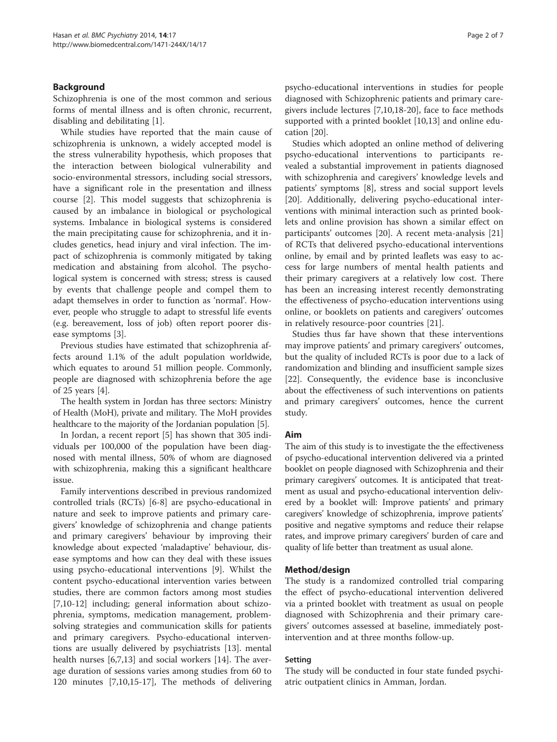## Background

Schizophrenia is one of the most common and serious forms of mental illness and is often chronic, recurrent, disabling and debilitating [1].

While studies have reported that the main cause of schizophrenia is unknown, a widely accepted model is the stress vulnerability hypothesis, which proposes that the interaction between biological vulnerability and socio-environmental stressors, including social stressors, have a significant role in the presentation and illness course [2]. This model suggests that schizophrenia is caused by an imbalance in biological or psychological systems. Imbalance in biological systems is considered the main precipitating cause for schizophrenia, and it includes genetics, head injury and viral infection. The impact of schizophrenia is commonly mitigated by taking medication and abstaining from alcohol. The psychological system is concerned with stress; stress is caused by events that challenge people and compel them to adapt themselves in order to function as 'normal'. However, people who struggle to adapt to stressful life events (e.g. bereavement, loss of job) often report poorer disease symptoms [3].

Previous studies have estimated that schizophrenia affects around 1.1% of the adult population worldwide, which equates to around 51 million people. Commonly, people are diagnosed with schizophrenia before the age of 25 years [4].

The health system in Jordan has three sectors: Ministry of Health (MoH), private and military. The MoH provides healthcare to the majority of the Jordanian population [5].

In Jordan, a recent report [5] has shown that 305 individuals per 100,000 of the population have been diagnosed with mental illness, 50% of whom are diagnosed with schizophrenia, making this a significant healthcare issue.

Family interventions described in previous randomized controlled trials (RCTs) [6-8] are psycho-educational in nature and seek to improve patients and primary caregivers' knowledge of schizophrenia and change patients and primary caregivers' behaviour by improving their knowledge about expected 'maladaptive' behaviour, disease symptoms and how can they deal with these issues using psycho-educational interventions [9]. Whilst the content psycho-educational intervention varies between studies, there are common factors among most studies [7,10-12] including; general information about schizophrenia, symptoms, medication management, problem-solving strategies and communication skills for patients and primary caregivers. Psycho-educational interventions are usually delivered by psychiatrists [13]. mental health nurses [6,7,13] and social workers [14]. The average duration of sessions varies among studies from 60 to 120 minutes [7,10,15-17], The methods of delivering psycho-educational interventions in studies for people diagnosed with Schizophrenic patients and primary caregivers include lectures [7,10,18-20], face to face methods supported with a printed booklet [10,13] and online education [20].

Studies which adopted an online method of delivering psycho-educational interventions to participants revealed a substantial improvement in patients diagnosed with schizophrenia and caregivers' knowledge levels and patients' symptoms [8], stress and social support levels [20]. Additionally, delivering psycho-educational interventions with minimal interaction such as printed booklets and online provision has shown a similar effect on participants' outcomes [20]. A recent meta-analysis [21] of RCTs that delivered psycho-educational interventions online, by email and by printed leaflets was easy to access for large numbers of mental health patients and their primary caregivers at a relatively low cost. There has been an increasing interest recently demonstrating the effectiveness of psycho-education interventions using online, or booklets on patients and caregivers' outcomes in relatively resource-poor countries [21].

Studies thus far have shown that these interventions may improve patients' and primary caregivers' outcomes, but the quality of included RCTs is poor due to a lack of randomization and blinding and insufficient sample sizes [22]. Consequently, the evidence base is inconclusive about the effectiveness of such interventions on patients and primary caregivers' outcomes, hence the current study.

## Aim

The aim of this study is to investigate the the effectiveness of psycho-educational intervention delivered via a printed booklet on people diagnosed with Schizophrenia and their primary caregivers' outcomes. It is anticipated that treatment as usual and psycho-educational intervention delivered by a booklet will: Improve patients' and primary caregivers' knowledge of schizophrenia, improve patients' positive and negative symptoms and reduce their relapse rates, and improve primary caregivers' burden of care and quality of life better than treatment as usual alone.

## Method/design

The study is a randomized controlled trial comparing the effect of psycho-educational intervention delivered via a printed booklet with treatment as usual on people diagnosed with Schizophrenia and their primary caregivers' outcomes assessed at baseline, immediately post-intervention and at three months follow-up.

### Setting

The study will be conducted in four state funded psychiatric outpatient clinics in Amman, Jordan.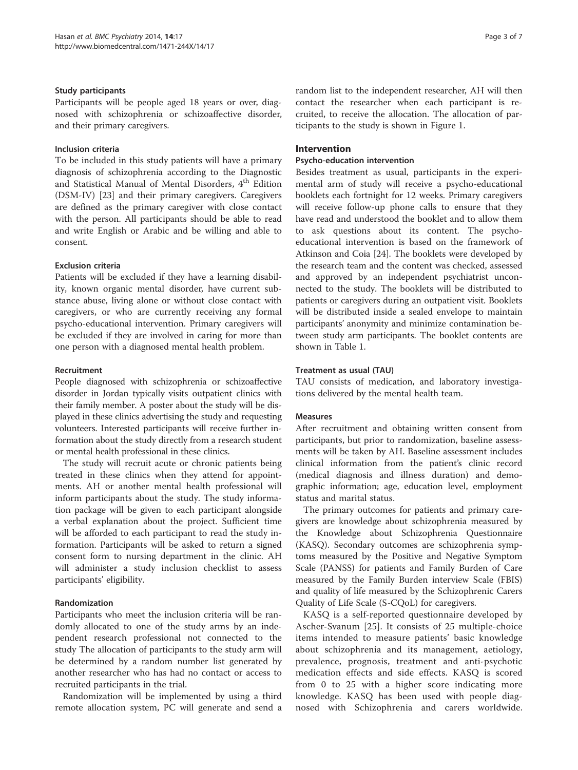### Study participants

Participants will be people aged 18 years or over, diagnosed with schizophrenia or schizoaffective disorder, and their primary caregivers.

### Inclusion criteria

To be included in this study patients will have a primary diagnosis of schizophrenia according to the Diagnostic and Statistical Manual of Mental Disorders, 4th Edition (DSM-IV) [23] and their primary caregivers. Caregivers are defined as the primary caregiver with close contact with the person. All participants should be able to read and write English or Arabic and be willing and able to consent.

### Exclusion criteria

Patients will be excluded if they have a learning disability, known organic mental disorder, have current substance abuse, living alone or without close contact with caregivers, or who are currently receiving any formal psycho-educational intervention. Primary caregivers will be excluded if they are involved in caring for more than one person with a diagnosed mental health problem.

### Recruitment

People diagnosed with schizophrenia or schizoaffective disorder in Jordan typically visits outpatient clinics with their family member. A poster about the study will be displayed in these clinics advertising the study and requesting volunteers. Interested participants will receive further information about the study directly from a research student or mental health professional in these clinics.

The study will recruit acute or chronic patients being treated in these clinics when they attend for appointments. AH or another mental health professional will inform participants about the study. The study information package will be given to each participant alongside a verbal explanation about the project. Sufficient time will be afforded to each participant to read the study information. Participants will be asked to return a signed consent form to nursing department in the clinic. AH will administer a study inclusion checklist to assess participants' eligibility.

### Randomization

Participants who meet the inclusion criteria will be randomly allocated to one of the study arms by an independent research professional not connected to the study The allocation of participants to the study arm will be determined by a random number list generated by another researcher who has had no contact or access to recruited participants in the trial.

Randomization will be implemented by using a third remote allocation system, PC will generate and send a random list to the independent researcher, AH will then contact the researcher when each participant is recruited, to receive the allocation. The allocation of participants to the study is shown in Figure 1.

## Intervention

### Psycho-education intervention

Besides treatment as usual, participants in the experimental arm of study will receive a psycho-educational booklets each fortnight for 12 weeks. Primary caregivers will receive follow-up phone calls to ensure that they have read and understood the booklet and to allow them to ask questions about its content. The psycho-educational intervention is based on the framework of Atkinson and Coia [24]. The booklets were developed by the research team and the content was checked, assessed and approved by an independent psychiatrist unconnected to the study. The booklets will be distributed to patients or caregivers during an outpatient visit. Booklets will be distributed inside a sealed envelope to maintain participants' anonymity and minimize contamination between study arm participants. The booklet contents are shown in Table 1.

### Treatment as usual (TAU)

TAU consists of medication, and laboratory investigations delivered by the mental health team.

### Measures

After recruitment and obtaining written consent from participants, but prior to randomization, baseline assessments will be taken by AH. Baseline assessment includes clinical information from the patient's clinic record (medical diagnosis and illness duration) and demographic information; age, education level, employment status and marital status.

The primary outcomes for patients and primary caregivers are knowledge about schizophrenia measured by the Knowledge about Schizophrenia Questionnaire (KASQ). Secondary outcomes are schizophrenia symptoms measured by the Positive and Negative Symptom Scale (PANSS) for patients and Family Burden of Care measured by the Family Burden interview Scale (FBIS) and quality of life measured by the Schizophrenic Carers Quality of Life Scale (S-CQoL) for caregivers.

KASQ is a self-reported questionnaire developed by Ascher-Svanum [25]. It consists of 25 multiple-choice items intended to measure patients' basic knowledge about schizophrenia and its management, aetiology, prevalence, prognosis, treatment and anti-psychotic medication effects and side effects. KASQ is scored from 0 to 25 with a higher score indicating more knowledge. KASQ has been used with people diagnosed with Schizophrenia and carers worldwide.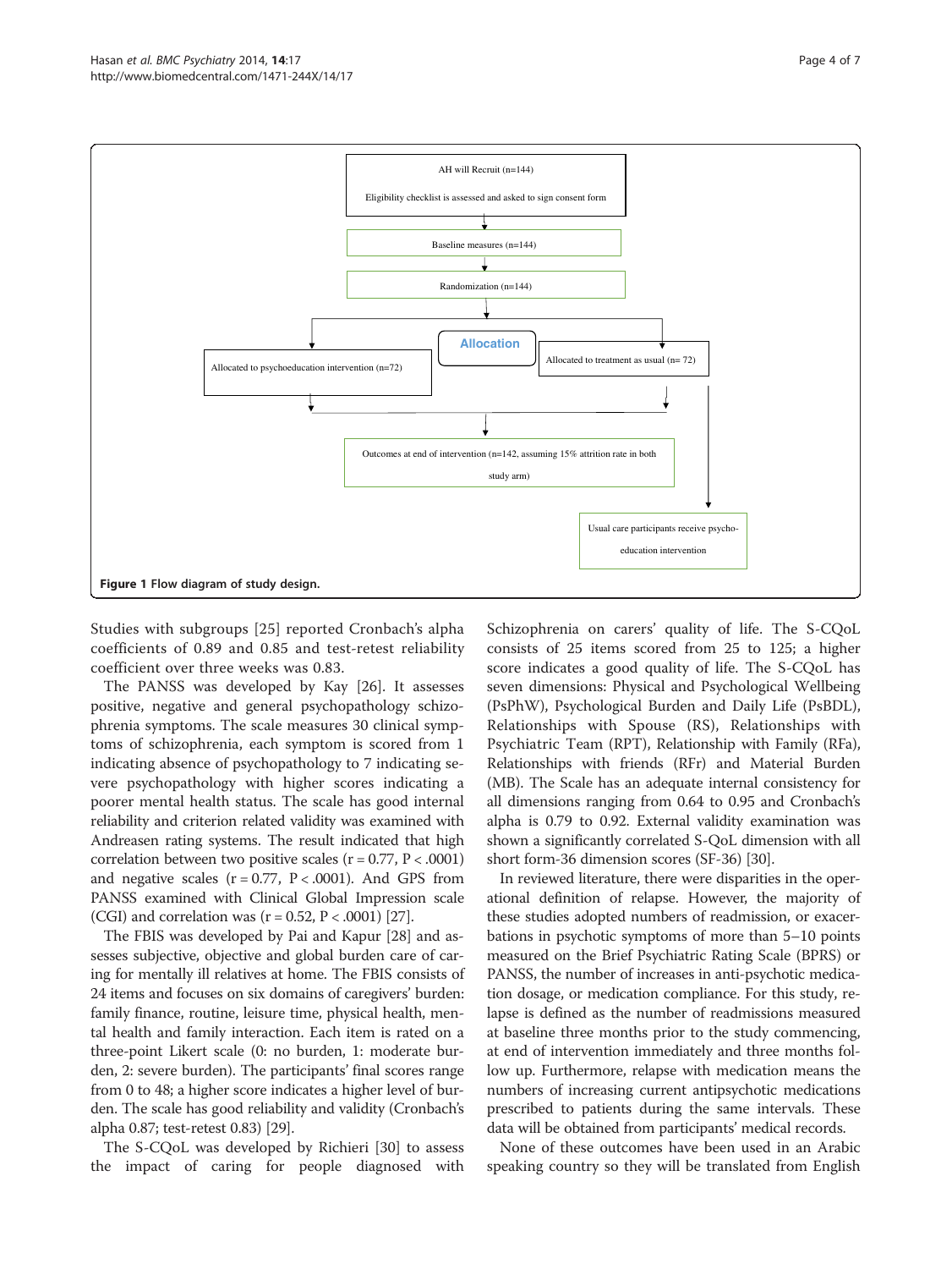AH will Recruit (n=144)

Eligibility checklist is assessed and asked to sign consent form

Baseline measures (n=144)

Randomization (n=144)

Allocation

Allocated to psychoeducation intervention (n=72)

Allocated to treatment as usual (n= 72)

Outcomes at end of intervention (n=142, assuming 15% attrition rate in both study arm)

Usual care participants receive psycho-education intervention

**Figure 1** Flow diagram of study design.

Studies with subgroups [25] reported Cronbach's alpha coefficients of 0.89 and 0.85 and test-retest reliability coefficient over three weeks was 0.83.

The PANSS was developed by Kay [26]. It assesses positive, negative and general psychopathology schizophrenia symptoms. The scale measures 30 clinical symptoms of schizophrenia, each symptom is scored from 1 indicating absence of psychopathology to 7 indicating severe psychopathology with higher scores indicating a poorer mental health status. The scale has good internal reliability and criterion related validity was examined with Andreasen rating systems. The result indicated that high correlation between two positive scales ($r = 0.77$, $P < .0001$) and negative scales ($r = 0.77$, $P < .0001$). And GPS from PANSS examined with Clinical Global Impression scale (CGI) and correlation was ($r = 0.52$, $P < .0001$) [27].

The FBIS was developed by Pai and Kapur [28] and assesses subjective, objective and global burden care of caring for mentally ill relatives at home. The FBIS consists of 24 items and focuses on six domains of caregivers' burden: family finance, routine, leisure time, physical health, mental health and family interaction. Each item is rated on a three-point Likert scale (0: no burden, 1: moderate burden, 2: severe burden). The participants' final scores range from 0 to 48; a higher score indicates a higher level of burden. The scale has good reliability and validity (Cronbach's alpha 0.87; test-retest 0.83) [29].

The S-CQoL was developed by Richieri [30] to assess the impact of caring for people diagnosed with Schizophrenia on carers' quality of life. The S-CQoL consists of 25 items scored from 25 to 125; a higher score indicates a good quality of life. The S-CQoL has seven dimensions: Physical and Psychological Wellbeing (PsPhW), Psychological Burden and Daily Life (PsBDL), Relationships with Spouse (RS), Relationships with Psychiatric Team (RPT), Relationship with Family (RFa), Relationships with friends (RFr) and Material Burden (MB). The Scale has an adequate internal consistency for all dimensions ranging from 0.64 to 0.95 and Cronbach's alpha is 0.79 to 0.92. External validity examination was shown a significantly correlated S-QoL dimension with all short form-36 dimension scores (SF-36) [30].

In reviewed literature, there were disparities in the operational definition of relapse. However, the majority of these studies adopted numbers of readmission, or exacerbations in psychotic symptoms of more than 5–10 points measured on the Brief Psychiatric Rating Scale (BPRS) or PANSS, the number of increases in anti-psychotic medication dosage, or medication compliance. For this study, relapse is defined as the number of readmissions measured at baseline three months prior to the study commencing, at end of intervention immediately and three months follow up. Furthermore, relapse with medication means the numbers of increasing current antipsychotic medications prescribed to patients during the same intervals. These data will be obtained from participants' medical records.

None of these outcomes have been used in an Arabic speaking country so they will be translated from English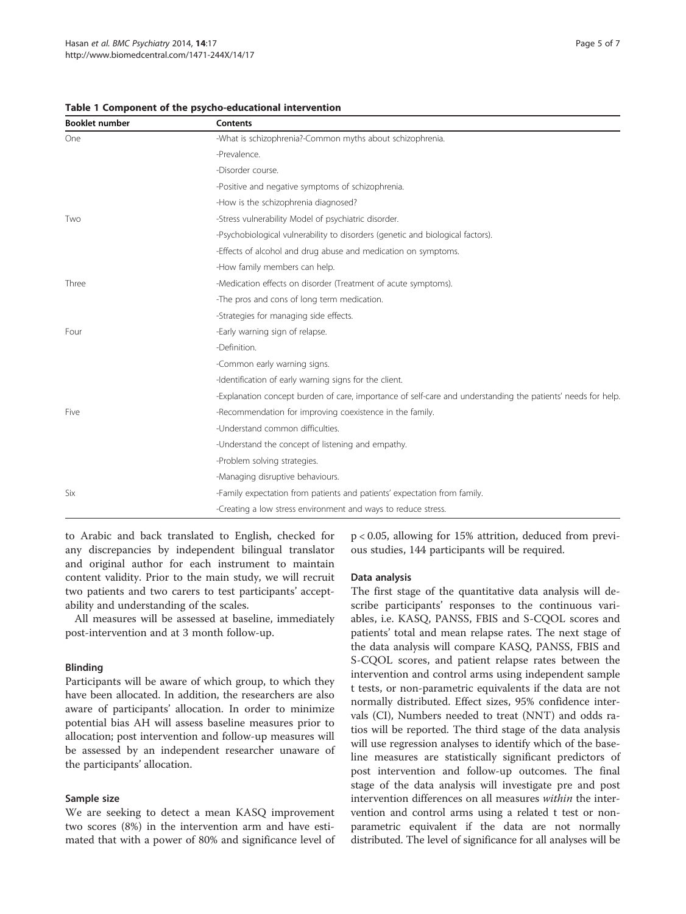**Table 1 Component of the psycho-educational intervention**

| Booklet number | Contents |
|---|---|
| One | -What is schizophrenia?-Common myths about schizophrenia. |
| | -Prevalence. |
| | -Disorder course. |
| | -Positive and negative symptoms of schizophrenia. |
| | -How is the schizophrenia diagnosed? |
| Two | -Stress vulnerability Model of psychiatric disorder. |
| | -Psychobiological vulnerability to disorders (genetic and biological factors). |
| | -Effects of alcohol and drug abuse and medication on symptoms. |
| | -How family members can help. |
| Three | -Medication effects on disorder (Treatment of acute symptoms). |
| | -The pros and cons of long term medication. |
| | -Strategies for managing side effects. |
| Four | -Early warning sign of relapse. |
| | -Definition. |
| | -Common early warning signs. |
| | -Identification of early warning signs for the client. |
| | -Explanation concept burden of care, importance of self-care and understanding the patients' needs for help. |
| Five | -Recommendation for improving coexistence in the family. |
| | -Understand common difficulties. |
| | -Understand the concept of listening and empathy. |
| | -Problem solving strategies. |
| | -Managing disruptive behaviours. |
| Six | -Family expectation from patients and patients' expectation from family. |
| | -Creating a low stress environment and ways to reduce stress. |

to Arabic and back translated to English, checked for any discrepancies by independent bilingual translator and original author for each instrument to maintain content validity. Prior to the main study, we will recruit two patients and two carers to test participants' acceptability and understanding of the scales.

All measures will be assessed at baseline, immediately post-intervention and at 3 month follow-up.

### Blinding

Participants will be aware of which group, to which they have been allocated. In addition, the researchers are also aware of participants' allocation. In order to minimize potential bias AH will assess baseline measures prior to allocation; post intervention and follow-up measures will be assessed by an independent researcher unaware of the participants' allocation.

### Sample size

We are seeking to detect a mean KASQ improvement two scores (8%) in the intervention arm and have estimated that with a power of 80% and significance level of $p < 0.05$, allowing for 15% attrition, deduced from previous studies, 144 participants will be required.

### Data analysis

The first stage of the quantitative data analysis will describe participants' responses to the continuous variables, i.e. KASQ, PANSS, FBIS and S-CQOL scores and patients' total and mean relapse rates. The next stage of the data analysis will compare KASQ, PANSS, FBIS and S-CQOL scores, and patient relapse rates between the intervention and control arms using independent sample t tests, or non-parametric equivalents if the data are not normally distributed. Effect sizes, 95% confidence intervals (CI), Numbers needed to treat (NNT) and odds ratios will be reported. The third stage of the data analysis will use regression analyses to identify which of the baseline measures are statistically significant predictors of post intervention and follow-up outcomes. The final stage of the data analysis will investigate pre and post intervention differences on all measures *within* the intervention and control arms using a related t test or non-parametric equivalent if the data are not normally distributed. The level of significance for all analyses will be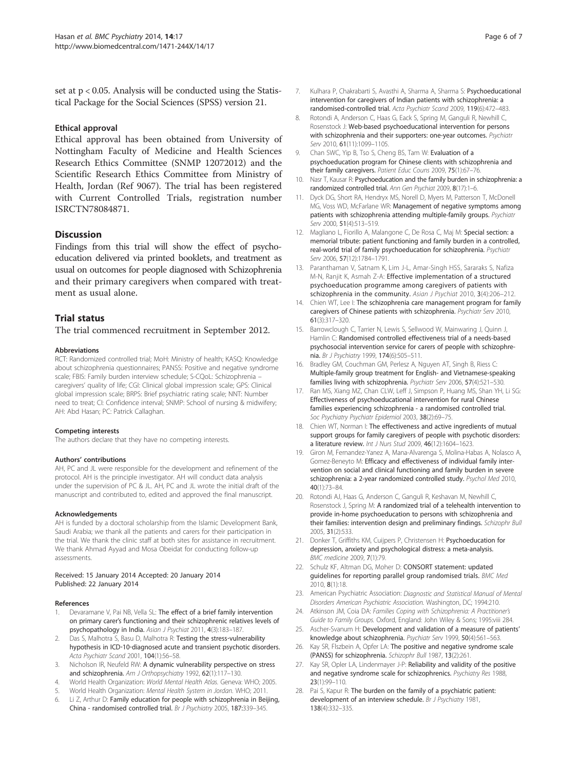set at $p < 0.05$. Analysis will be conducted using the Statistical Package for the Social Sciences (SPSS) version 21.

### Ethical approval

Ethical approval has been obtained from University of Nottingham Faculty of Medicine and Health Sciences Research Ethics Committee (SNMP 12072012) and the Scientific Research Ethics Committee from Ministry of Health, Jordan (Ref 9067). The trial has been registered with Current Controlled Trials, registration number ISRCTN78084871.

## Discussion

Findings from this trial will show the effect of psychoeducation delivered via printed booklets, and treatment as usual on outcomes for people diagnosed with Schizophrenia and their primary caregivers when compared with treatment as usual alone.

## Trial status

The trial commenced recruitment in September 2012.

#### Abbreviations

RCT: Randomized controlled trial; MoH: Ministry of health; KASQ: Knowledge about schizophrenia questionnaires; PANSS: Positive and negative syndrome scale; FBIS: Family burden interview schedule; S-CQoL: Schizophrenia – caregivers' quality of life; CGI: Clinical global impression scale; GPS: Clinical global impression scale; BRPS: Brief psychiatric rating scale; NNT: Number need to treat; CI: Confidence interval; SNMP: School of nursing & midwifery; AH: Abd Hasan; PC: Patrick Callaghan.

#### Competing interests

The authors declare that they have no competing interests.

#### Authors' contributions

AH, PC and JL were responsible for the development and refinement of the protocol. AH is the principle investigator. AH will conduct data analysis under the supervision of PC & JL. AH, PC and JL wrote the initial draft of the manuscript and contributed to, edited and approved the final manuscript.

#### Acknowledgements

AH is funded by a doctoral scholarship from the Islamic Development Bank, Saudi Arabia; we thank all the patients and carers for their participation in the trial. We thank the clinic staff at both sites for assistance in recruitment. We thank Ahmad Ayyad and Mosa Obeidat for conducting follow-up assessments.

Received: 15 January 2014 Accepted: 20 January 2014
Published: 22 January 2014

#### References

1. Devaramane V, Pai NB, Vella SL: **The effect of a brief family intervention on primary carer's functioning and their schizophrenic relatives levels of psychopathology in India.** *Asian J Psychiat* 2011, **4**(3):183–187.
2. Das S, Malhotra S, Basu D, Malhotra R: **Testing the stress-vulnerability hypothesis in ICD-10-diagnosed acute and transient psychotic disorders.** *Acta Psychiatr Scand* 2001, **104**(1):56–58.
3. Nicholson IR, Neufeld RW: **A dynamic vulnerability perspective on stress and schizophrenia.** *Am J Orthopsychiatry* 1992, **62**(1):117–130.
4. World Health Organization: *World Mental Health Atlas.* Geneva: WHO; 2005.
5. World Health Organization: *Mental Health System in Jordan.* WHO; 2011.
6. Li Z, Arthur D: **Family education for people with schizophrenia in Beijing, China - randomised controlled trial.** *Br J Psychiatry* 2005, **187:**339–345.
7. Kulhara P, Chakrabarti S, Avasthi A, Sharma A, Sharma S: **Psychoeducational intervention for caregivers of Indian patients with schizophrenia: a randomised-controlled trial.** *Acta Psychiatr Scand* 2009, **119**(6):472–483.
8. Rotondi A, Anderson C, Haas G, Eack S, Spring M, Ganguli R, Newhill C, Rosenstock J: **Web-based psychoeducational intervention for persons with schizophrenia and their supporters: one-year outcomes.** *Psychiatr Serv* 2010, **61**(11):1099–1105.
9. Chan SWC, Yip B, Tso S, Cheng BS, Tam W: **Evaluation of a psychoeducation program for Chinese clients with schizophrenia and their family caregivers.** *Patient Educ Couns* 2009, **75**(1):67–76.
10. Nasr T, Kausar R: **Psychoeducation and the family burden in schizophrenia: a randomized controlled trial.** *Ann Gen Psychiat* 2009, **8**(17):1–6.
11. Dyck DG, Short RA, Hendryx MS, Norell D, Myers M, Patterson T, McDonell MG, Voss WD, McFarlane WR: **Management of negative symptoms among patients with schizophrenia attending multiple-family groups.** *Psychiatr Serv* 2000, **51**(4):513–519.
12. Magliano L, Fiorillo A, Malangone C, De Rosa C, Maj M: **Special section: a memorial tribute: patient functioning and family burden in a controlled, real-world trial of family psychoeducation for schizophrenia.** *Psychiatr Serv* 2006, **57**(12):1784–1791.
13. Paranthaman V, Satnam K, Lim J-L, Amar-Singh HSS, Sararaks S, Nafiza M-N, Ranjit K, Asmah Z-A: **Effective implementation of a structured psychoeducation programme among caregivers of patients with schizophrenia in the community.** *Asian J Psychiat* 2010, **3**(4):206–212.
14. Chien WT, Lee I: **The schizophrenia care management program for family caregivers of Chinese patients with schizophrenia.** *Psychiatr Serv* 2010, **61**(3):317–320.
15. Barrowclough C, Tarrier N, Lewis S, Sellwood W, Mainwaring J, Quinn J, Hamlin C: **Randomised controlled effectiveness trial of a needs-based psychosocial intervention service for carers of people with schizophrenia.** *Br J Psychiatry* 1999, **174**(6):505–511.
16. Bradley GM, Couchman GM, Perlesz A, Nguyen AT, Singh B, Riess C: **Multiple-family group treatment for English- and Vietnamese-speaking families living with schizophrenia.** *Psychiatr Serv* 2006, **57**(4):521–530.
17. Ran MS, Xiang MZ, Chan CLW, Leff J, Simpson P, Huang MS, Shan YH, Li SG: **Effectiveness of psychoeducational intervention for rural Chinese families experiencing schizophrenia - a randomised controlled trial.** *Soc Psychiatry Psychiatr Epidemiol* 2003, **38**(2):69–75.
18. Chien WT, Norman I: **The effectiveness and active ingredients of mutual support groups for family caregivers of people with psychotic disorders: a literature review.** *Int J Nurs Stud* 2009, **46**(12):1604–1623.
19. Giron M, Fernandez-Yanez A, Mana-Alvarenga S, Molina-Habas A, Nolasco A, Gomez-Beneyto M: **Efficacy and effectiveness of individual family intervention on social and clinical functioning and family burden in severe schizophrenia: a 2-year randomized controlled study.** *Psychol Med* 2010, **40**(1):73–84.
20. Rotondi AJ, Haas G, Anderson C, Ganguli R, Keshavan M, Newhill C, Rosenstock J, Spring M: **A randomized trial of a telehealth intervention to provide in-home psychoeducation to persons with schizophrenia and their families: intervention design and preliminary findings.** *Schizophr Bull* 2005, **31**(2):533.
21. Donker T, Griffiths KM, Cuijpers P, Christensen H: **Psychoeducation for depression, anxiety and psychological distress: a meta-analysis.** *BMC medicine* 2009, **7**(1):79.
22. Schulz KF, Altman DG, Moher D: **CONSORT statement: updated guidelines for reporting parallel group randomised trials.** *BMC Med* 2010, **8**(1):18.
23. American Psychiatric Association: *Diagnostic and Statistical Manual of Mental Disorders American Psychiatric Association.* Washington, DC; 1994:210.
24. Atkinson JM, Coia DA: *Families Coping with Schizophrenia: A Practitioner's Guide to Family Groups.* Oxford, England: John Wiley & Sons; 1995:viii 284.
25. Ascher-Svanum H: **Development and validation of a measure of patients' knowledge about schizophrenia.** *Psychiatr Serv* 1999, **50**(4):561–563.
26. Kay SR, Flszbein A, Opfer LA: **The positive and negative syndrome scale (PANSS) for schizophrenia.** *Schizophr Bull* 1987, **13**(2):261.
27. Kay SR, Opler LA, Lindenmayer J-P: **Reliability and validity of the positive and negative syndrome scale for schizophrenics.** *Psychiatry Res* 1988, **23**(1):99–110.
28. Pai S, Kapur R: **The burden on the family of a psychiatric patient: development of an interview schedule.** *Br J Psychiatry* 1981, **138**(4):332–335.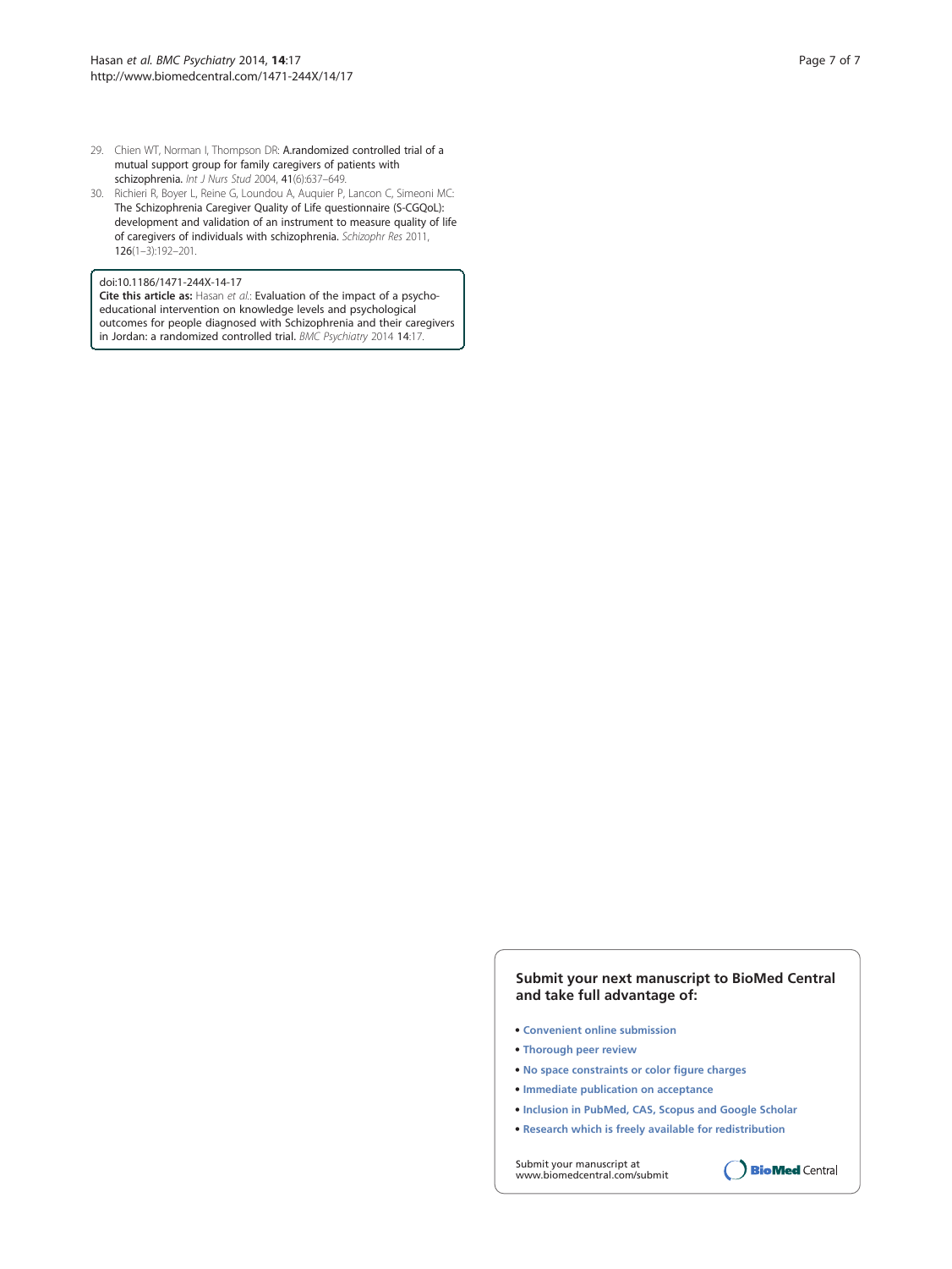29. Chien WT, Norman I, Thompson DR: **A.randomized controlled trial of a mutual support group for family caregivers of patients with schizophrenia.** *Int J Nurs Stud* 2004, **41**(6):637–649.
30. Richieri R, Boyer L, Reine G, Loundou A, Auquier P, Lancon C, Simeoni MC: **The Schizophrenia Caregiver Quality of Life questionnaire (S-CGQoL): development and validation of an instrument to measure quality of life of caregivers of individuals with schizophrenia.** *Schizophr Res* 2011, **126**(1–3):192–201.

doi:10.1186/1471-244X-14-17
**Cite this article as:** Hasan *et al.*: Evaluation of the impact of a psycho-educational intervention on knowledge levels and psychological outcomes for people diagnosed with Schizophrenia and their caregivers in Jordan: a randomized controlled trial. *BMC Psychiatry* 2014 **14**:17.

**Submit your next manuscript to BioMed Central and take full advantage of:**

- **Convenient online submission**
- **Thorough peer review**
- **No space constraints or color figure charges**
- **Immediate publication on acceptance**
- **Inclusion in PubMed, CAS, Scopus and Google Scholar**
- **Research which is freely available for redistribution**

Submit your manuscript at
www.biomedcentral.com/submit

BioMed Central